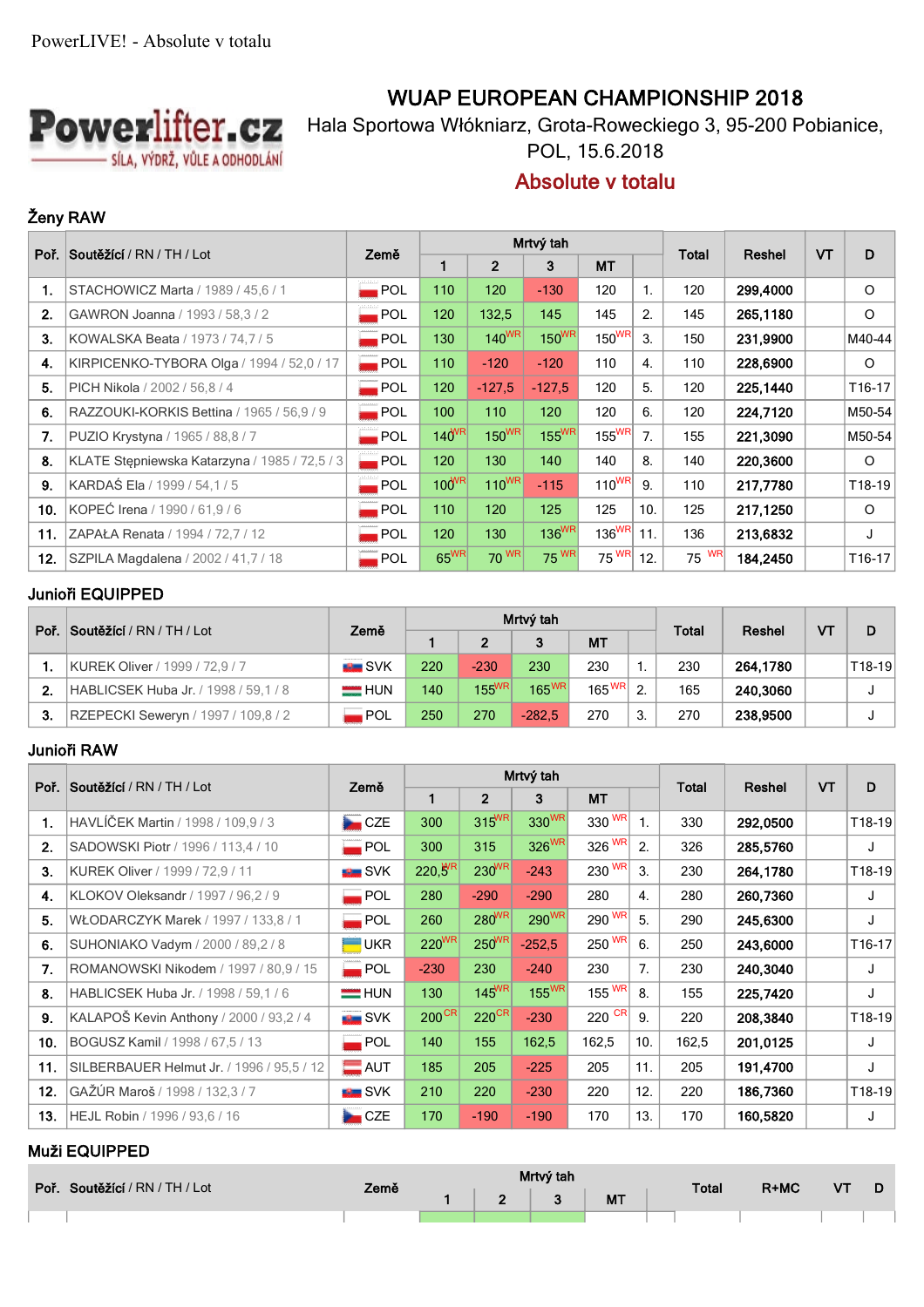PowerLIVE! - Absolute v totalu

Powerlifter.cz
SÍLA, VÝDRŽ, VŮLE A ODHODLÁNÍ

# WUAP EUROPEAN CHAMPIONSHIP 2018

Hala Sportowa Włókniarz, Grota-Roweckiego 3, 95-200 Pobianice, POL, 15.6.2018

## Absolute v totalu

### Ženy RAW

| Poř. | Soutěžící / RN / TH / Lot | Země | Mrtvý tah | | | | | Total | Reshel | VT | D |
|---|---|---|---|---|---|---|---|---|---|---|---|
| | | | 1 | 2 | 3 | MT | | | | | |
| 1. | STACHOWICZ Marta / 1989 / 45,6 / 1 | POL | 110 | 120 | -130 | 120 | 1. | 120 | 299,4000 | | O |
| 2. | GAWRON Joanna / 1993 / 58,3 / 2 | POL | 120 | 132,5 | 145 | 145 | 2. | 145 | 265,1180 | | O |
| 3. | KOWALSKA Beata / 1973 / 74,7 / 5 | POL | 130 | 140 WR | 150 WR | 150 WR | 3. | 150 | 231,9900 | | M40-44 |
| 4. | KIRPICENKO-TYBORA Olga / 1994 / 52,0 / 17 | POL | 110 | -120 | -120 | 110 | 4. | 110 | 228,6900 | | O |
| 5. | PICH Nikola / 2002 / 56,8 / 4 | POL | 120 | -127,5 | -127,5 | 120 | 5. | 120 | 225,1440 | | T16-17 |
| 6. | RAZZOUKI-KORKIS Bettina / 1965 / 56,9 / 9 | POL | 100 | 110 | 120 | 120 | 6. | 120 | 224,7120 | | M50-54 |
| 7. | PUZIO Krystyna / 1965 / 88,8 / 7 | POL | 140 WR | 150 WR | 155 WR | 155 WR | 7. | 155 | 221,3090 | | M50-54 |
| 8. | KLATE Stępniewska Katarzyna / 1985 / 72,5 / 3 | POL | 120 | 130 | 140 | 140 | 8. | 140 | 220,3600 | | O |
| 9. | KARDAŚ Ela / 1999 / 54,1 / 5 | POL | 100 WR | 110 WR | -115 | 110 WR | 9. | 110 | 217,7780 | | T18-19 |
| 10. | KOPEĆ Irena / 1990 / 61,9 / 6 | POL | 110 | 120 | 125 | 125 | 10. | 125 | 217,1250 | | O |
| 11. | ZAPAŁA Renata / 1994 / 72,7 / 12 | POL | 120 | 130 | 136 WR | 136 WR | 11. | 136 | 213,6832 | | J |
| 12. | SZPILA Magdalena / 2002 / 41,7 / 18 | POL | 65 WR | 70 WR | 75 WR | 75 WR | 12. | 75 WR | 184,2450 | | T16-17 |

### Junioři EQUIPPED

| Poř. | Soutěžící / RN / TH / Lot | Země | Mrtvý tah | | | | | Total | Reshel | VT | D |
|---|---|---|---|---|---|---|---|---|---|---|---|
| | | | 1 | 2 | 3 | MT | | | | | |
| 1. | KUREK Oliver / 1999 / 72,9 / 7 | SVK | 220 | -230 | 230 | 230 | 1. | 230 | 264,1780 | | T18-19 |
| 2. | HABLICSEK Huba Jr. / 1998 / 59,1 / 8 | HUN | 140 | 155 WR | 165 WR | 165 WR | 2. | 165 | 240,3060 | | J |
| 3. | RZEPECKI Seweryn / 1997 / 109,8 / 2 | POL | 250 | 270 | -282,5 | 270 | 3. | 270 | 238,9500 | | J |

### Junioři RAW

| Poř. | Soutěžící / RN / TH / Lot | Země | Mrtvý tah | | | | | Total | Reshel | VT | D |
|---|---|---|---|---|---|---|---|---|---|---|---|
| | | | 1 | 2 | 3 | MT | | | | | |
| 1. | HAVLÍČEK Martin / 1998 / 109,9 / 3 | CZE | 300 | 315 WR | 330 WR | 330 WR | 1. | 330 | 292,0500 | | T18-19 |
| 2. | SADOWSKI Piotr / 1996 / 113,4 / 10 | POL | 300 | 315 | 326 WR | 326 WR | 2. | 326 | 285,5760 | | J |
| 3. | KUREK Oliver / 1999 / 72,9 / 11 | SVK | 220,5 WR | 230 WR | -243 | 230 WR | 3. | 230 | 264,1780 | | T18-19 |
| 4. | KLOKOV Oleksandr / 1997 / 96,2 / 9 | POL | 280 | -290 | -290 | 280 | 4. | 280 | 260,7360 | | J |
| 5. | WŁODARCZYK Marek / 1997 / 133,8 / 1 | POL | 260 | 280 WR | 290 WR | 290 WR | 5. | 290 | 245,6300 | | J |
| 6. | SUHONIAKO Vadym / 2000 / 89,2 / 8 | UKR | 220 WR | 250 WR | -252,5 | 250 WR | 6. | 250 | 243,6000 | | T16-17 |
| 7. | ROMANOWSKI Nikodem / 1997 / 80,9 / 15 | POL | -230 | 230 | -240 | 230 | 7. | 230 | 240,3040 | | J |
| 8. | HABLICSEK Huba Jr. / 1998 / 59,1 / 6 | HUN | 130 | 145 WR | 155 WR | 155 WR | 8. | 155 | 225,7420 | | J |
| 9. | KALAPOŠ Kevin Anthony / 2000 / 93,2 / 4 | SVK | 200 CR | 220 CR | -230 | 220 CR | 9. | 220 | 208,3840 | | T18-19 |
| 10. | BOGUSZ Kamil / 1998 / 67,5 / 13 | POL | 140 | 155 | 162,5 | 162,5 | 10. | 162,5 | 201,0125 | | J |
| 11. | SILBERBAUER Helmut Jr. / 1996 / 95,5 / 12 | AUT | 185 | 205 | -225 | 205 | 11. | 205 | 191,4700 | | J |
| 12. | GAŽÚR Maroš / 1998 / 132,3 / 7 | SVK | 210 | 220 | -230 | 220 | 12. | 220 | 186,7360 | | T18-19 |
| 13. | HEJL Robin / 1996 / 93,6 / 16 | CZE | 170 | -190 | -190 | 170 | 13. | 170 | 160,5820 | | J |

### Muži EQUIPPED

| Poř. | Soutěžící / RN / TH / Lot | Země | Mrtvý tah | | | | | Total | R+MC | VT | D |
|---|---|---|---|---|---|---|---|---|---|---|---|
| | | | 1 | 2 | 3 | MT | | | | | |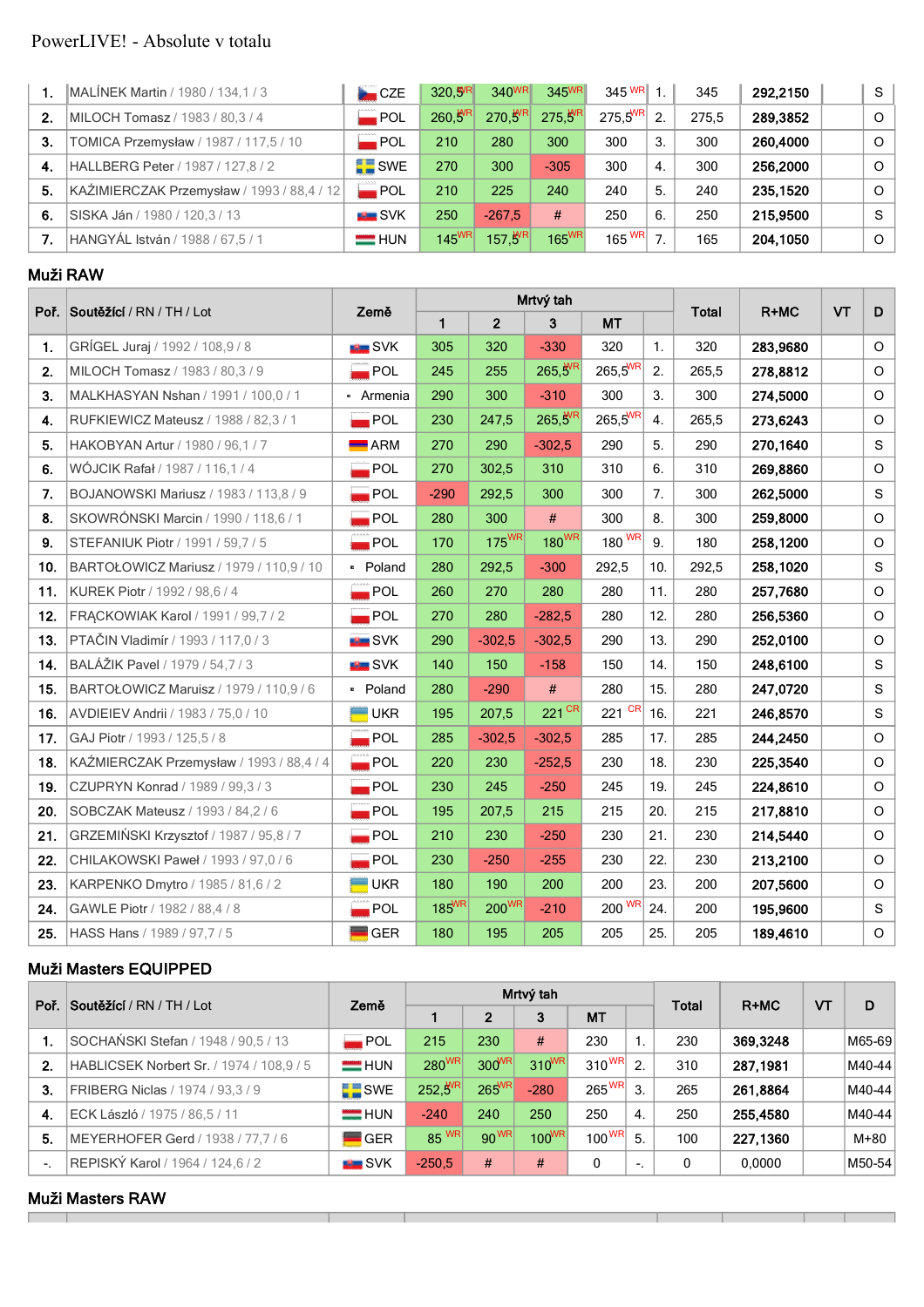PowerLIVE! - Absolute v totalu

| | | | | | | | | | | | |
|---|---|---|---|---|---|---|---|---|---|---|---|
| 1. | MALÍNEK Martin / 1980 / 134,1 / 3 | CZE | 320,5WR | 340WR | 345WR | 345 WR | 1. | 345 | 292,2150 | | S |
| 2. | MILOCH Tomasz / 1983 / 80,3 / 4 | POL | 260,5WR | 270,5WR | 275,5WR | 275,5WR | 2. | 275,5 | 289,3852 | | O |
| 3. | TOMICA Przemysław / 1987 / 117,5 / 10 | POL | 210 | 280 | 300 | 300 | 3. | 300 | 260,4000 | | O |
| 4. | HALLBERG Peter / 1987 / 127,8 / 2 | SWE | 270 | 300 | -305 | 300 | 4. | 300 | 256,2000 | | O |
| 5. | KAŹMIERCZAK Przemysław / 1993 / 88,4 / 12 | POL | 210 | 225 | 240 | 240 | 5. | 240 | 235,1520 | | O |
| 6. | SISKA Ján / 1980 / 120,3 / 13 | SVK | 250 | -267,5 | # | 250 | 6. | 250 | 215,9500 | | S |
| 7. | HANGYÁL István / 1988 / 67,5 / 1 | HUN | 145WR | 157,5WR | 165WR | 165 WR | 7. | 165 | 204,1050 | | O |

## Muži RAW

| Poř. | Soutěžící / RN / TH / Lot | Země | Mrtvý tah | | | | | Total | R+MC | VT | D |
|---|---|---|---|---|---|---|---|---|---|---|---|
| | | | 1 | 2 | 3 | MT | | | | | |
| 1. | GRÍGEL Juraj / 1992 / 108,9 / 8 | SVK | 305 | 320 | -330 | 320 | 1. | 320 | 283,9680 | | O |
| 2. | MILOCH Tomasz / 1983 / 80,3 / 9 | POL | 245 | 255 | 265,5WR | 265,5WR | 2. | 265,5 | 278,8812 | | O |
| 3. | MALKHASYAN Nshan / 1991 / 100,0 / 1 | Armenia | 290 | 300 | -310 | 300 | 3. | 300 | 274,5000 | | O |
| 4. | RUFKIEWICZ Mateusz / 1988 / 82,3 / 1 | POL | 230 | 247,5 | 265,5WR | 265,5WR | 4. | 265,5 | 273,6243 | | O |
| 5. | HAKOBYAN Artur / 1980 / 96,1 / 7 | ARM | 270 | 290 | -302,5 | 290 | 5. | 290 | 270,1640 | | S |
| 6. | WÓJCIK Rafał / 1987 / 116,1 / 4 | POL | 270 | 302,5 | 310 | 310 | 6. | 310 | 269,8860 | | O |
| 7. | BOJANOWSKI Mariusz / 1983 / 113,8 / 9 | POL | -290 | 292,5 | 300 | 300 | 7. | 300 | 262,5000 | | S |
| 8. | SKOWRÓNSKI Marcin / 1990 / 118,6 / 1 | POL | 280 | 300 | # | 300 | 8. | 300 | 259,8000 | | O |
| 9. | STEFANIUK Piotr / 1991 / 59,7 / 5 | POL | 170 | 175WR | 180WR | 180 WR | 9. | 180 | 258,1200 | | O |
| 10. | BARTOŁOWICZ Mariusz / 1979 / 110,9 / 10 | Poland | 280 | 292,5 | -300 | 292,5 | 10. | 292,5 | 258,1020 | | S |
| 11. | KUREK Piotr / 1992 / 98,6 / 4 | POL | 260 | 270 | 280 | 280 | 11. | 280 | 257,7680 | | O |
| 12. | FRĄCKOWIAK Karol / 1991 / 99,7 / 2 | POL | 270 | 280 | -282,5 | 280 | 12. | 280 | 256,5360 | | O |
| 13. | PTAČIN Vladimír / 1993 / 117,0 / 3 | SVK | 290 | -302,5 | -302,5 | 290 | 13. | 290 | 252,0100 | | O |
| 14. | BALÁŽIK Pavel / 1979 / 54,7 / 3 | SVK | 140 | 150 | -158 | 150 | 14. | 150 | 248,6100 | | S |
| 15. | BARTOŁOWICZ Mariusz / 1979 / 110,9 / 6 | Poland | 280 | -290 | # | 280 | 15. | 280 | 247,0720 | | S |
| 16. | AVDIEIEV Andrii / 1983 / 75,0 / 10 | UKR | 195 | 207,5 | 221 CR | 221 CR | 16. | 221 | 246,8570 | | S |
| 17. | GAJ Piotr / 1993 / 125,5 / 8 | POL | 285 | -302,5 | -302,5 | 285 | 17. | 285 | 244,2450 | | O |
| 18. | KAŹMIERCZAK Przemysław / 1993 / 88,4 / 4 | POL | 220 | 230 | -252,5 | 230 | 18. | 230 | 225,3540 | | O |
| 19. | CZUPRYN Konrad / 1989 / 99,3 / 3 | POL | 230 | 245 | -250 | 245 | 19. | 245 | 224,8610 | | O |
| 20. | SOBCZAK Mateusz / 1993 / 84,2 / 6 | POL | 195 | 207,5 | 215 | 215 | 20. | 215 | 217,8810 | | O |
| 21. | GRZEMIŃSKI Krzysztof / 1987 / 95,8 / 7 | POL | 210 | 230 | -250 | 230 | 21. | 230 | 214,5440 | | O |
| 22. | CHILAKOWSKI Paweł / 1993 / 97,0 / 6 | POL | 230 | -250 | -255 | 230 | 22. | 230 | 213,2100 | | O |
| 23. | KARPENKO Dmytro / 1985 / 81,6 / 2 | UKR | 180 | 190 | 200 | 200 | 23. | 200 | 207,5600 | | O |
| 24. | GAWLE Piotr / 1982 / 88,4 / 8 | POL | 185WR | 200WR | -210 | 200 WR | 24. | 200 | 195,9600 | | S |
| 25. | HASS Hans / 1989 / 97,7 / 5 | GER | 180 | 195 | 205 | 205 | 25. | 205 | 189,4610 | | O |

## Muži Masters EQUIPPED

| Poř. | Soutěžící / RN / TH / Lot | Země | Mrtvý tah | | | | | Total | R+MC | VT | D |
|---|---|---|---|---|---|---|---|---|---|---|---|
| | | | 1 | 2 | 3 | MT | | | | | |
| 1. | SOCHAŃSKI Stefan / 1948 / 90,5 / 13 | POL | 215 | 230 | # | 230 | 1. | 230 | 369,3248 | | M65-69 |
| 2. | HABLICSEK Norbert Sr. / 1974 / 108,9 / 5 | HUN | 280WR | 300WR | 310WR | 310WR | 2. | 310 | 287,1981 | | M40-44 |
| 3. | FRIBERG Niclas / 1974 / 93,3 / 9 | SWE | 252,5WR | 265WR | -280 | 265WR | 3. | 265 | 261,8864 | | M40-44 |
| 4. | ECK László / 1975 / 86,5 / 11 | HUN | -240 | 240 | 250 | 250 | 4. | 250 | 255,4580 | | M40-44 |
| 5. | MEYERHOFER Gerd / 1938 / 77,7 / 6 | GER | 85 WR | 90WR | 100WR | 100WR | 5. | 100 | 227,1360 | | M+80 |
| -. | REPISKÝ Karol / 1964 / 124,6 / 2 | SVK | -250,5 | # | # | 0 | -. | 0 | 0,0000 | | M50-54 |

## Muži Masters RAW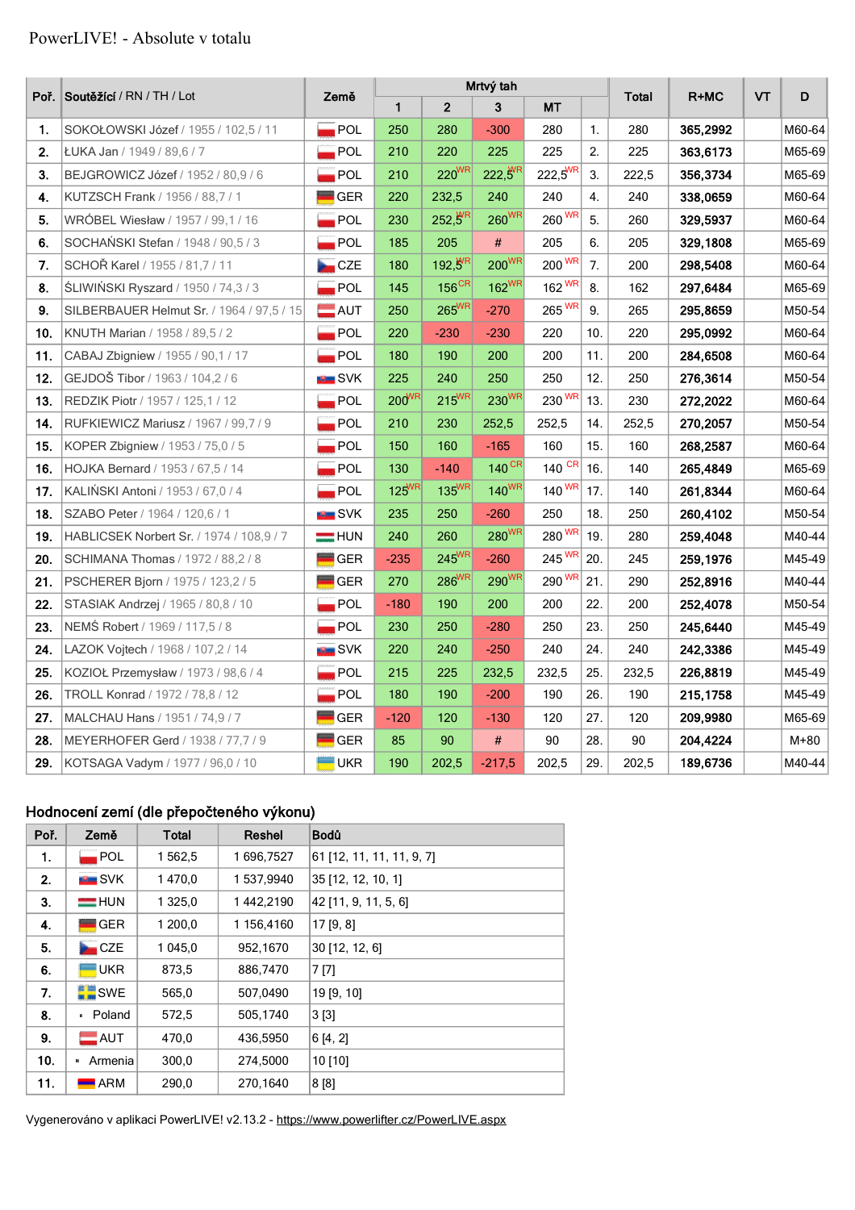PowerLIVE! - Absolute v totalu

| Poř. | Soutěžící / RN / TH / Lot | Země | Mrtvý tah | | | | | Total | R+MC | VT | D |
|---|---|---|---|---|---|---|---|---|---|---|---|
| | | | 1 | 2 | 3 | MT | | | | | |
| 1. | SOKOŁOWSKI Józef / 1955 / 102,5 / 11 | POL | 250 | 280 | -300 | 280 | 1. | 280 | 365,2992 | | M60-64 |
| 2. | ŁUKA Jan / 1949 / 89,6 / 7 | POL | 210 | 220 | 225 | 225 | 2. | 225 | 363,6173 | | M65-69 |
| 3. | BEJGROWICZ Józef / 1952 / 80,9 / 6 | POL | 210 | 220 WR | 222,5 WR | 222,5 WR | 3. | 222,5 | 356,3734 | | M65-69 |
| 4. | KUTZSCH Frank / 1956 / 88,7 / 1 | GER | 220 | 232,5 | 240 | 240 | 4. | 240 | 338,0659 | | M60-64 |
| 5. | WRÓBEL Wiesław / 1957 / 99,1 / 16 | POL | 230 | 252,5 WR | 260 WR | 260 WR | 5. | 260 | 329,5937 | | M60-64 |
| 6. | SOCHAŃSKI Stefan / 1948 / 90,5 / 3 | POL | 185 | 205 | # | 205 | 6. | 205 | 329,1808 | | M65-69 |
| 7. | SCHOŘ Karel / 1955 / 81,7 / 11 | CZE | 180 | 192,5 WR | 200 WR | 200 WR | 7. | 200 | 298,5408 | | M60-64 |
| 8. | ŚLIWIŃSKI Ryszard / 1950 / 74,3 / 3 | POL | 145 | 156 CR | 162 WR | 162 WR | 8. | 162 | 297,6484 | | M65-69 |
| 9. | SILBERBAUER Helmut Sr. / 1964 / 97,5 / 15 | AUT | 250 | 265 WR | -270 | 265 WR | 9. | 265 | 295,8659 | | M50-54 |
| 10. | KNUTH Marian / 1958 / 89,5 / 2 | POL | 220 | -230 | -230 | 220 | 10. | 220 | 295,0992 | | M60-64 |
| 11. | CABAJ Zbigniew / 1955 / 90,1 / 17 | POL | 180 | 190 | 200 | 200 | 11. | 200 | 284,6508 | | M60-64 |
| 12. | GEJDOŠ Tibor / 1963 / 104,2 / 6 | SVK | 225 | 240 | 250 | 250 | 12. | 250 | 276,3614 | | M50-54 |
| 13. | REDZIK Piotr / 1957 / 125,1 / 12 | POL | 200 WR | 215 WR | 230 WR | 230 WR | 13. | 230 | 272,2022 | | M60-64 |
| 14. | RUFKIEWICZ Mariusz / 1967 / 99,7 / 9 | POL | 210 | 230 | 252,5 | 252,5 | 14. | 252,5 | 270,2057 | | M50-54 |
| 15. | KOPER Zbigniew / 1953 / 75,0 / 5 | POL | 150 | 160 | -165 | 160 | 15. | 160 | 268,2587 | | M60-64 |
| 16. | HOJKA Bernard / 1953 / 67,5 / 14 | POL | 130 | -140 | 140 CR | 140 CR | 16. | 140 | 265,4849 | | M65-69 |
| 17. | KALIŃSKI Antoni / 1953 / 67,0 / 4 | POL | 125 WR | 135 WR | 140 WR | 140 WR | 17. | 140 | 261,8344 | | M60-64 |
| 18. | SZABO Peter / 1964 / 120,6 / 1 | SVK | 235 | 250 | -260 | 250 | 18. | 250 | 260,4102 | | M50-54 |
| 19. | HABLICSEK Norbert Sr. / 1974 / 108,9 / 7 | HUN | 240 | 260 | 280 WR | 280 WR | 19. | 280 | 259,4048 | | M40-44 |
| 20. | SCHIMANA Thomas / 1972 / 88,2 / 8 | GER | -235 | 245 WR | -260 | 245 WR | 20. | 245 | 259,1976 | | M45-49 |
| 21. | PSCHERER Bjorn / 1975 / 123,2 / 5 | GER | 270 | 286 WR | 290 WR | 290 WR | 21. | 290 | 252,8916 | | M40-44 |
| 22. | STASIAK Andrzej / 1965 / 80,8 / 10 | POL | -180 | 190 | 200 | 200 | 22. | 200 | 252,4078 | | M50-54 |
| 23. | NEMŚ Robert / 1969 / 117,5 / 8 | POL | 230 | 250 | -280 | 250 | 23. | 250 | 245,6440 | | M45-49 |
| 24. | LAZOK Vojtech / 1968 / 107,2 / 14 | SVK | 220 | 240 | -250 | 240 | 24. | 240 | 242,3386 | | M45-49 |
| 25. | KOZIOŁ Przemysław / 1973 / 98,6 / 4 | POL | 215 | 225 | 232,5 | 232,5 | 25. | 232,5 | 226,8819 | | M45-49 |
| 26. | TROLL Konrad / 1972 / 78,8 / 12 | POL | 180 | 190 | -200 | 190 | 26. | 190 | 215,1758 | | M45-49 |
| 27. | MALCHAU Hans / 1951 / 74,9 / 7 | GER | -120 | 120 | -130 | 120 | 27. | 120 | 209,9980 | | M65-69 |
| 28. | MEYERHOFER Gerd / 1938 / 77,7 / 9 | GER | 85 | 90 | # | 90 | 28. | 90 | 204,4224 | | M+80 |
| 29. | KOTSAGA Vadym / 1977 / 96,0 / 10 | UKR | 190 | 202,5 | -217,5 | 202,5 | 29. | 202,5 | 189,6736 | | M40-44 |

## Hodnocení zemí (dle přepočteného výkonu)

| Poř. | Země | Total | Reshel | Bodů |
|---|---|---|---|---|
| 1. | POL | 1 562,5 | 1 696,7527 | 61 [12, 11, 11, 11, 9, 7] |
| 2. | SVK | 1 470,0 | 1 537,9940 | 35 [12, 12, 10, 1] |
| 3. | HUN | 1 325,0 | 1 442,2190 | 42 [11, 9, 11, 5, 6] |
| 4. | GER | 1 200,0 | 1 156,4160 | 17 [9, 8] |
| 5. | CZE | 1 045,0 | 952,1670 | 30 [12, 12, 6] |
| 6. | UKR | 873,5 | 886,7470 | 7 [7] |
| 7. | SWE | 565,0 | 507,0490 | 19 [9, 10] |
| 8. | Poland | 572,5 | 505,1740 | 3 [3] |
| 9. | AUT | 470,0 | 436,5950 | 6 [4, 2] |
| 10. | Armenia | 300,0 | 274,5000 | 10 [10] |
| 11. | ARM | 290,0 | 270,1640 | 8 [8] |

Vygenerováno v aplikaci PowerLIVE! v2.13.2 - https://www.powerlifter.cz/PowerLIVE.aspx